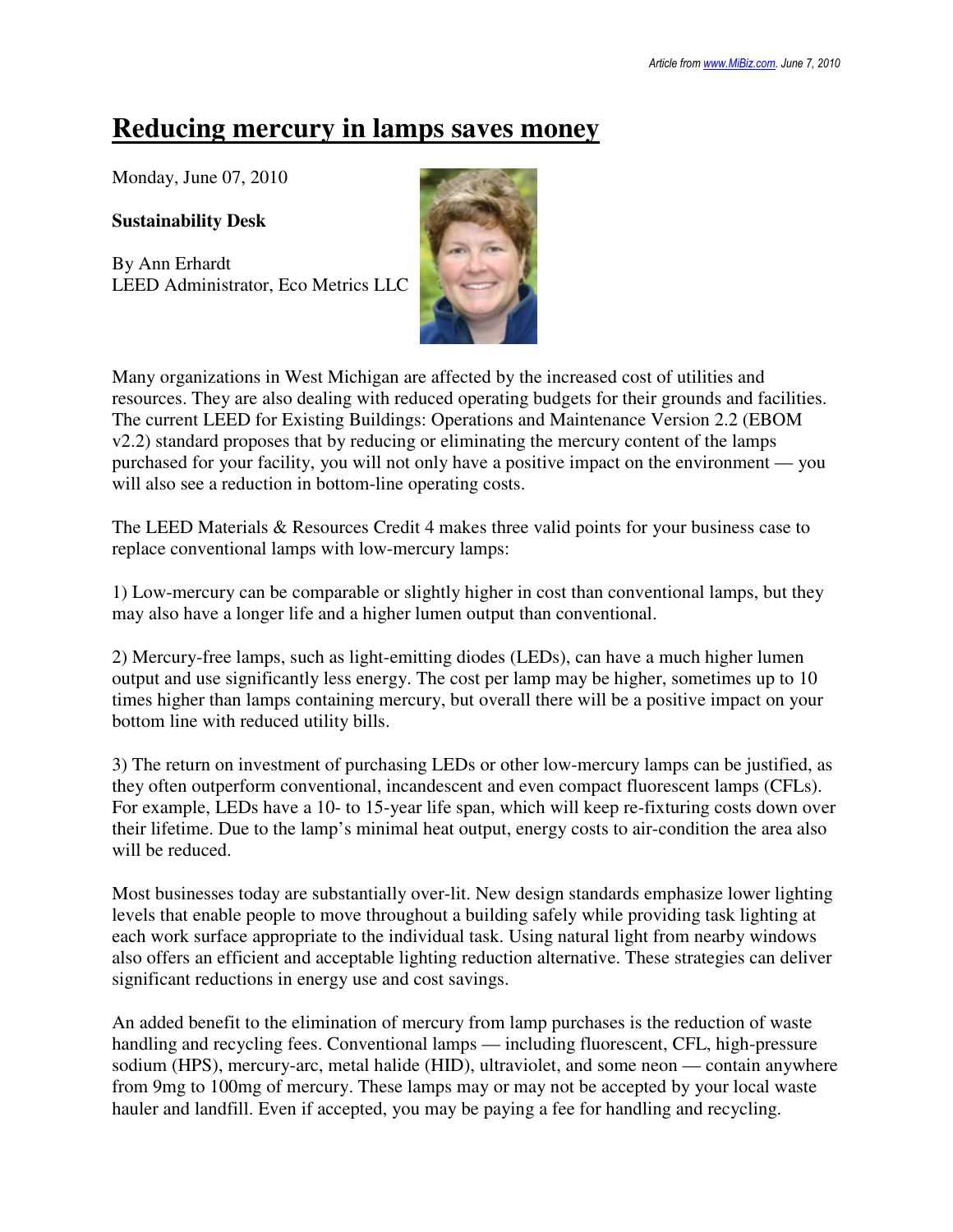# Reducing mercury in lamps saves money

Monday, June 07, 2010

**Sustainability Desk**

By Ann Erhardt
LEED Administrator, Eco Metrics LLC

Many organizations in West Michigan are affected by the increased cost of utilities and resources. They are also dealing with reduced operating budgets for their grounds and facilities. The current LEED for Existing Buildings: Operations and Maintenance Version 2.2 (EBOM v2.2) standard proposes that by reducing or eliminating the mercury content of the lamps purchased for your facility, you will not only have a positive impact on the environment — you will also see a reduction in bottom-line operating costs.

The LEED Materials & Resources Credit 4 makes three valid points for your business case to replace conventional lamps with low-mercury lamps:

1) Low-mercury can be comparable or slightly higher in cost than conventional lamps, but they may also have a longer life and a higher lumen output than conventional.

2) Mercury-free lamps, such as light-emitting diodes (LEDs), can have a much higher lumen output and use significantly less energy. The cost per lamp may be higher, sometimes up to 10 times higher than lamps containing mercury, but overall there will be a positive impact on your bottom line with reduced utility bills.

3) The return on investment of purchasing LEDs or other low-mercury lamps can be justified, as they often outperform conventional, incandescent and even compact fluorescent lamps (CFLs). For example, LEDs have a 10- to 15-year life span, which will keep re-fixturing costs down over their lifetime. Due to the lamp's minimal heat output, energy costs to air-condition the area also will be reduced.

Most businesses today are substantially over-lit. New design standards emphasize lower lighting levels that enable people to move throughout a building safely while providing task lighting at each work surface appropriate to the individual task. Using natural light from nearby windows also offers an efficient and acceptable lighting reduction alternative. These strategies can deliver significant reductions in energy use and cost savings.

An added benefit to the elimination of mercury from lamp purchases is the reduction of waste handling and recycling fees. Conventional lamps — including fluorescent, CFL, high-pressure sodium (HPS), mercury-arc, metal halide (HID), ultraviolet, and some neon — contain anywhere from 9mg to 100mg of mercury. These lamps may or may not be accepted by your local waste hauler and landfill. Even if accepted, you may be paying a fee for handling and recycling.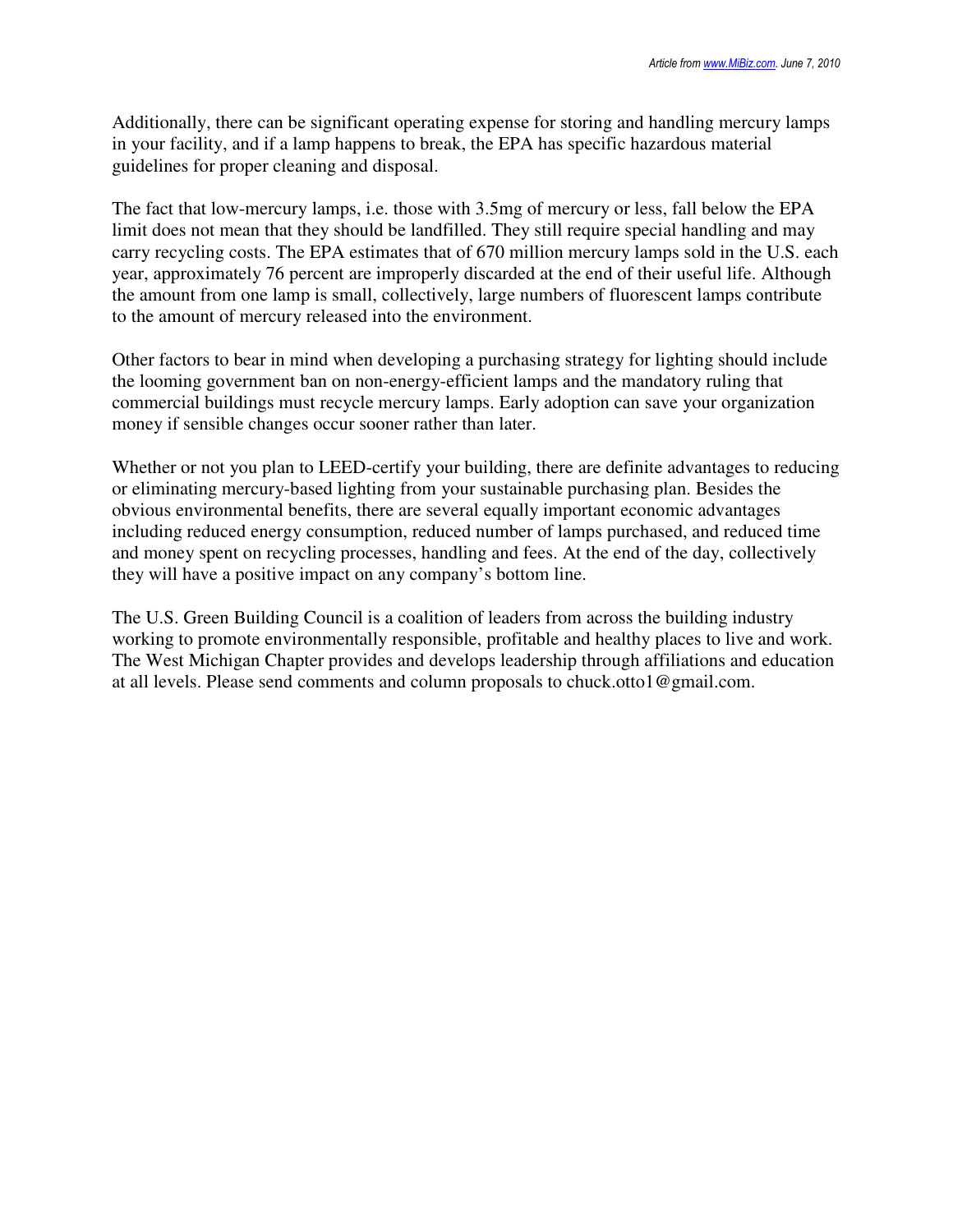Additionally, there can be significant operating expense for storing and handling mercury lamps in your facility, and if a lamp happens to break, the EPA has specific hazardous material guidelines for proper cleaning and disposal.

The fact that low-mercury lamps, i.e. those with 3.5mg of mercury or less, fall below the EPA limit does not mean that they should be landfilled. They still require special handling and may carry recycling costs. The EPA estimates that of 670 million mercury lamps sold in the U.S. each year, approximately 76 percent are improperly discarded at the end of their useful life. Although the amount from one lamp is small, collectively, large numbers of fluorescent lamps contribute to the amount of mercury released into the environment.

Other factors to bear in mind when developing a purchasing strategy for lighting should include the looming government ban on non-energy-efficient lamps and the mandatory ruling that commercial buildings must recycle mercury lamps. Early adoption can save your organization money if sensible changes occur sooner rather than later.

Whether or not you plan to LEED-certify your building, there are definite advantages to reducing or eliminating mercury-based lighting from your sustainable purchasing plan. Besides the obvious environmental benefits, there are several equally important economic advantages including reduced energy consumption, reduced number of lamps purchased, and reduced time and money spent on recycling processes, handling and fees. At the end of the day, collectively they will have a positive impact on any company's bottom line.

The U.S. Green Building Council is a coalition of leaders from across the building industry working to promote environmentally responsible, profitable and healthy places to live and work. The West Michigan Chapter provides and develops leadership through affiliations and education at all levels. Please send comments and column proposals to chuck.otto1@gmail.com.